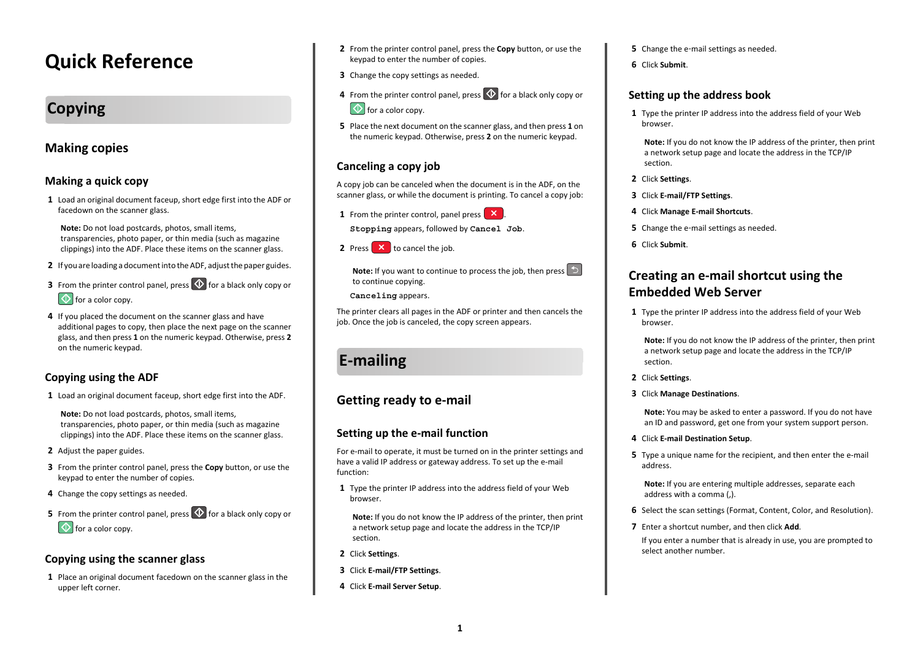# Quick Reference

## Copying

### Making copies

#### Making a quick copy

1. Load an original document faceup, short edge first into the ADF or facedown on the scanner glass.

   **Note:** Do not load postcards, photos, small items, transparencies, photo paper, or thin media (such as magazine clippings) into the ADF. Place these items on the scanner glass.

2. If you are loading a document into the ADF, adjust the paper guides.
3. From the printer control panel, press for a black only copy or for a color copy.
4. If you placed the document on the scanner glass and have additional pages to copy, then place the next page on the scanner glass, and then press **1** on the numeric keypad. Otherwise, press **2** on the numeric keypad.

#### Copying using the ADF

1. Load an original document faceup, short edge first into the ADF.

   **Note:** Do not load postcards, photos, small items, transparencies, photo paper, or thin media (such as magazine clippings) into the ADF. Place these items on the scanner glass.

2. Adjust the paper guides.
3. From the printer control panel, press the **Copy** button, or use the keypad to enter the number of copies.
4. Change the copy settings as needed.
5. From the printer control panel, press for a black only copy or for a color copy.

#### Copying using the scanner glass

1. Place an original document facedown on the scanner glass in the upper left corner.
2. From the printer control panel, press the **Copy** button, or use the keypad to enter the number of copies.
3. Change the copy settings as needed.
4. From the printer control panel, press for a black only copy or for a color copy.
5. Place the next document on the scanner glass, and then press **1** on the numeric keypad. Otherwise, press **2** on the numeric keypad.

### Canceling a copy job

A copy job can be canceled when the document is in the ADF, on the scanner glass, or while the document is printing. To cancel a copy job:

1. From the printer control, panel press .

   `Stopping` appears, followed by `Cancel Job`.

2. Press to cancel the job.

   **Note:** If you want to continue to process the job, then press to continue copying.

   `Canceling` appears.

The printer clears all pages in the ADF or printer and then cancels the job. Once the job is canceled, the copy screen appears.

## E-mailing

### Getting ready to e-mail

#### Setting up the e-mail function

For e-mail to operate, it must be turned on in the printer settings and have a valid IP address or gateway address. To set up the e-mail function:

1. Type the printer IP address into the address field of your Web browser.

   **Note:** If you do not know the IP address of the printer, then print a network setup page and locate the address in the TCP/IP section.

2. Click **Settings**.
3. Click **E-mail/FTP Settings**.
4. Click **E-mail Server Setup**.
5. Change the e-mail settings as needed.
6. Click **Submit**.

#### Setting up the address book

1. Type the printer IP address into the address field of your Web browser.

   **Note:** If you do not know the IP address of the printer, then print a network setup page and locate the address in the TCP/IP section.

2. Click **Settings**.
3. Click **E-mail/FTP Settings**.
4. Click **Manage E-mail Shortcuts**.
5. Change the e-mail settings as needed.
6. Click **Submit**.

### Creating an e-mail shortcut using the Embedded Web Server

1. Type the printer IP address into the address field of your Web browser.

   **Note:** If you do not know the IP address of the printer, then print a network setup page and locate the address in the TCP/IP section.

2. Click **Settings**.
3. Click **Manage Destinations**.

   **Note:** You may be asked to enter a password. If you do not have an ID and password, get one from your system support person.

4. Click **E-mail Destination Setup**.
5. Type a unique name for the recipient, and then enter the e-mail address.

   **Note:** If you are entering multiple addresses, separate each address with a comma (,).

6. Select the scan settings (Format, Content, Color, and Resolution).
7. Enter a shortcut number, and then click **Add**.

   If you enter a number that is already in use, you are prompted to select another number.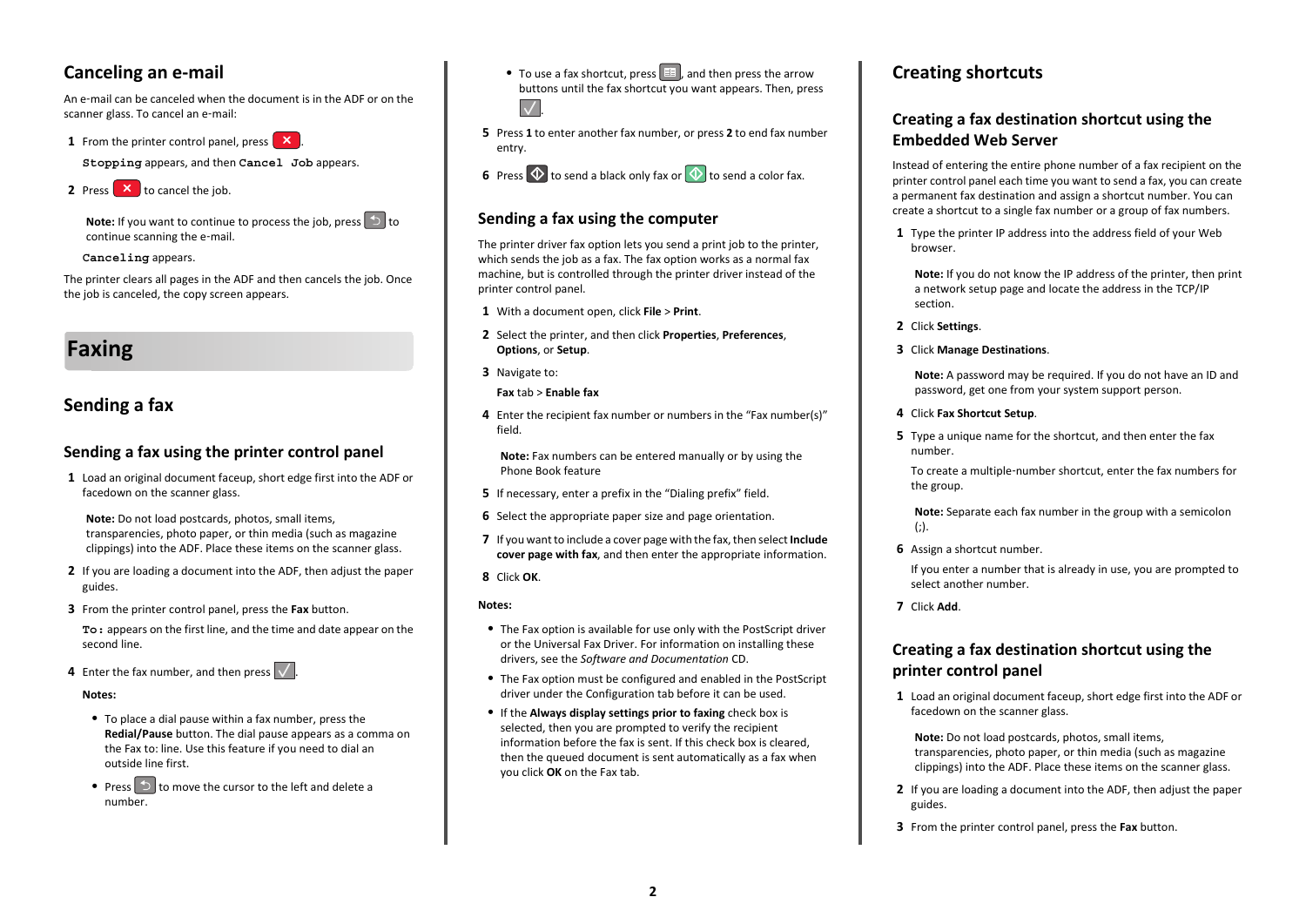## Canceling an e-mail

An e-mail can be canceled when the document is in the ADF or on the scanner glass. To cancel an e-mail:

1. From the printer control panel, press ✕.

   `Stopping` appears, and then `Cancel Job` appears.

2. Press ✕ to cancel the job.

   **Note:** If you want to continue to process the job, press ↩ to continue scanning the e-mail.

   `Canceling` appears.

The printer clears all pages in the ADF and then cancels the job. Once the job is canceled, the copy screen appears.

# Faxing

## Sending a fax

### Sending a fax using the printer control panel

1. Load an original document faceup, short edge first into the ADF or facedown on the scanner glass.

   **Note:** Do not load postcards, photos, small items, transparencies, photo paper, or thin media (such as magazine clippings) into the ADF. Place these items on the scanner glass.

2. If you are loading a document into the ADF, then adjust the paper guides.
3. From the printer control panel, press the **Fax** button.

   `To:` appears on the first line, and the time and date appear on the second line.

4. Enter the fax number, and then press ✓.

   **Notes:**

   - To place a dial pause within a fax number, press the **Redial/Pause** button. The dial pause appears as a comma on the Fax to: line. Use this feature if you need to dial an outside line first.
   - Press ↩ to move the cursor to the left and delete a number.
   - To use a fax shortcut, press ▤, and then press the arrow buttons until the fax shortcut you want appears. Then, press ✓.

5. Press **1** to enter another fax number, or press **2** to end fax number entry.
6. Press ◇ to send a black only fax or ◇ to send a color fax.

### Sending a fax using the computer

The printer driver fax option lets you send a print job to the printer, which sends the job as a fax. The fax option works as a normal fax machine, but is controlled through the printer driver instead of the printer control panel.

1. With a document open, click **File** > **Print**.
2. Select the printer, and then click **Properties**, **Preferences**, **Options**, or **Setup**.
3. Navigate to:

   **Fax** tab > **Enable fax**

4. Enter the recipient fax number or numbers in the "Fax number(s)" field.

   **Note:** Fax numbers can be entered manually or by using the Phone Book feature

5. If necessary, enter a prefix in the "Dialing prefix" field.
6. Select the appropriate paper size and page orientation.
7. If you want to include a cover page with the fax, then select **Include cover page with fax**, and then enter the appropriate information.
8. Click **OK**.

**Notes:**

- The Fax option is available for use only with the PostScript driver or the Universal Fax Driver. For information on installing these drivers, see the *Software and Documentation* CD.
- The Fax option must be configured and enabled in the PostScript driver under the Configuration tab before it can be used.
- If the **Always display settings prior to faxing** check box is selected, then you are prompted to verify the recipient information before the fax is sent. If this check box is cleared, then the queued document is sent automatically as a fax when you click **OK** on the Fax tab.

## Creating shortcuts

### Creating a fax destination shortcut using the Embedded Web Server

Instead of entering the entire phone number of a fax recipient on the printer control panel each time you want to send a fax, you can create a permanent fax destination and assign a shortcut number. You can create a shortcut to a single fax number or a group of fax numbers.

1. Type the printer IP address into the address field of your Web browser.

   **Note:** If you do not know the IP address of the printer, then print a network setup page and locate the address in the TCP/IP section.

2. Click **Settings**.
3. Click **Manage Destinations**.

   **Note:** A password may be required. If you do not have an ID and password, get one from your system support person.

4. Click **Fax Shortcut Setup**.
5. Type a unique name for the shortcut, and then enter the fax number.

   To create a multiple-number shortcut, enter the fax numbers for the group.

   **Note:** Separate each fax number in the group with a semicolon (;).

6. Assign a shortcut number.

   If you enter a number that is already in use, you are prompted to select another number.

7. Click **Add**.

### Creating a fax destination shortcut using the printer control panel

1. Load an original document faceup, short edge first into the ADF or facedown on the scanner glass.

   **Note:** Do not load postcards, photos, small items, transparencies, photo paper, or thin media (such as magazine clippings) into the ADF. Place these items on the scanner glass.

2. If you are loading a document into the ADF, then adjust the paper guides.
3. From the printer control panel, press the **Fax** button.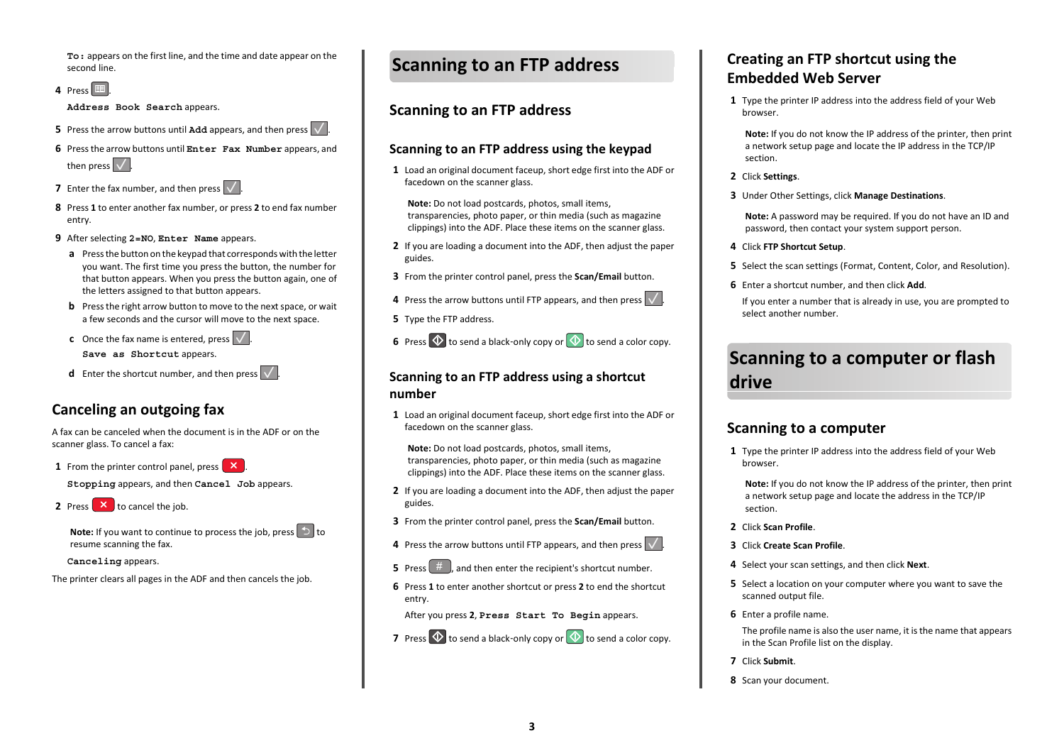`To:` appears on the first line, and the time and date appear on the second line.

4. Press .

   `Address Book Search` appears.

5. Press the arrow buttons until `Add` appears, and then press .

6. Press the arrow buttons until `Enter Fax Number` appears, and then press .

7. Enter the fax number, and then press .

8. Press **1** to enter another fax number, or press **2** to end fax number entry.

9. After selecting `2=NO`, `Enter Name` appears.

   a. Press the button on the keypad that corresponds with the letter you want. The first time you press the button, the number for that button appears. When you press the button again, one of the letters assigned to that button appears.

   b. Press the right arrow button to move to the next space, or wait a few seconds and the cursor will move to the next space.

   c. Once the fax name is entered, press .

      `Save as Shortcut` appears.

   d. Enter the shortcut number, and then press .

## Canceling an outgoing fax

A fax can be canceled when the document is in the ADF or on the scanner glass. To cancel a fax:

1. From the printer control panel, press .

   `Stopping` appears, and then `Cancel Job` appears.

2. Press  to cancel the job.

   **Note:** If you want to continue to process the job, press  to resume scanning the fax.

   `Canceling` appears.

The printer clears all pages in the ADF and then cancels the job.

# Scanning to an FTP address

## Scanning to an FTP address

### Scanning to an FTP address using the keypad

1. Load an original document faceup, short edge first into the ADF or facedown on the scanner glass.

   **Note:** Do not load postcards, photos, small items, transparencies, photo paper, or thin media (such as magazine clippings) into the ADF. Place these items on the scanner glass.

2. If you are loading a document into the ADF, then adjust the paper guides.

3. From the printer control panel, press the **Scan/Email** button.

4. Press the arrow buttons until FTP appears, and then press .

5. Type the FTP address.

6. Press  to send a black-only copy or  to send a color copy.

### Scanning to an FTP address using a shortcut number

1. Load an original document faceup, short edge first into the ADF or facedown on the scanner glass.

   **Note:** Do not load postcards, photos, small items, transparencies, photo paper, or thin media (such as magazine clippings) into the ADF. Place these items on the scanner glass.

2. If you are loading a document into the ADF, then adjust the paper guides.

3. From the printer control panel, press the **Scan/Email** button.

4. Press the arrow buttons until FTP appears, and then press .

5. Press , and then enter the recipient's shortcut number.

6. Press **1** to enter another shortcut or press **2** to end the shortcut entry.

   After you press **2**, `Press Start To Begin` appears.

7. Press  to send a black-only copy or  to send a color copy.

### Creating an FTP shortcut using the Embedded Web Server

1. Type the printer IP address into the address field of your Web browser.

   **Note:** If you do not know the IP address of the printer, then print a network setup page and locate the IP address in the TCP/IP section.

2. Click **Settings**.

3. Under Other Settings, click **Manage Destinations**.

   **Note:** A password may be required. If you do not have an ID and password, then contact your system support person.

4. Click **FTP Shortcut Setup**.

5. Select the scan settings (Format, Content, Color, and Resolution).

6. Enter a shortcut number, and then click **Add**.

   If you enter a number that is already in use, you are prompted to select another number.

# Scanning to a computer or flash drive

## Scanning to a computer

1. Type the printer IP address into the address field of your Web browser.

   **Note:** If you do not know the IP address of the printer, then print a network setup page and locate the address in the TCP/IP section.

2. Click **Scan Profile**.

3. Click **Create Scan Profile**.

4. Select your scan settings, and then click **Next**.

5. Select a location on your computer where you want to save the scanned output file.

6. Enter a profile name.

   The profile name is also the user name, it is the name that appears in the Scan Profile list on the display.

7. Click **Submit**.

8. Scan your document.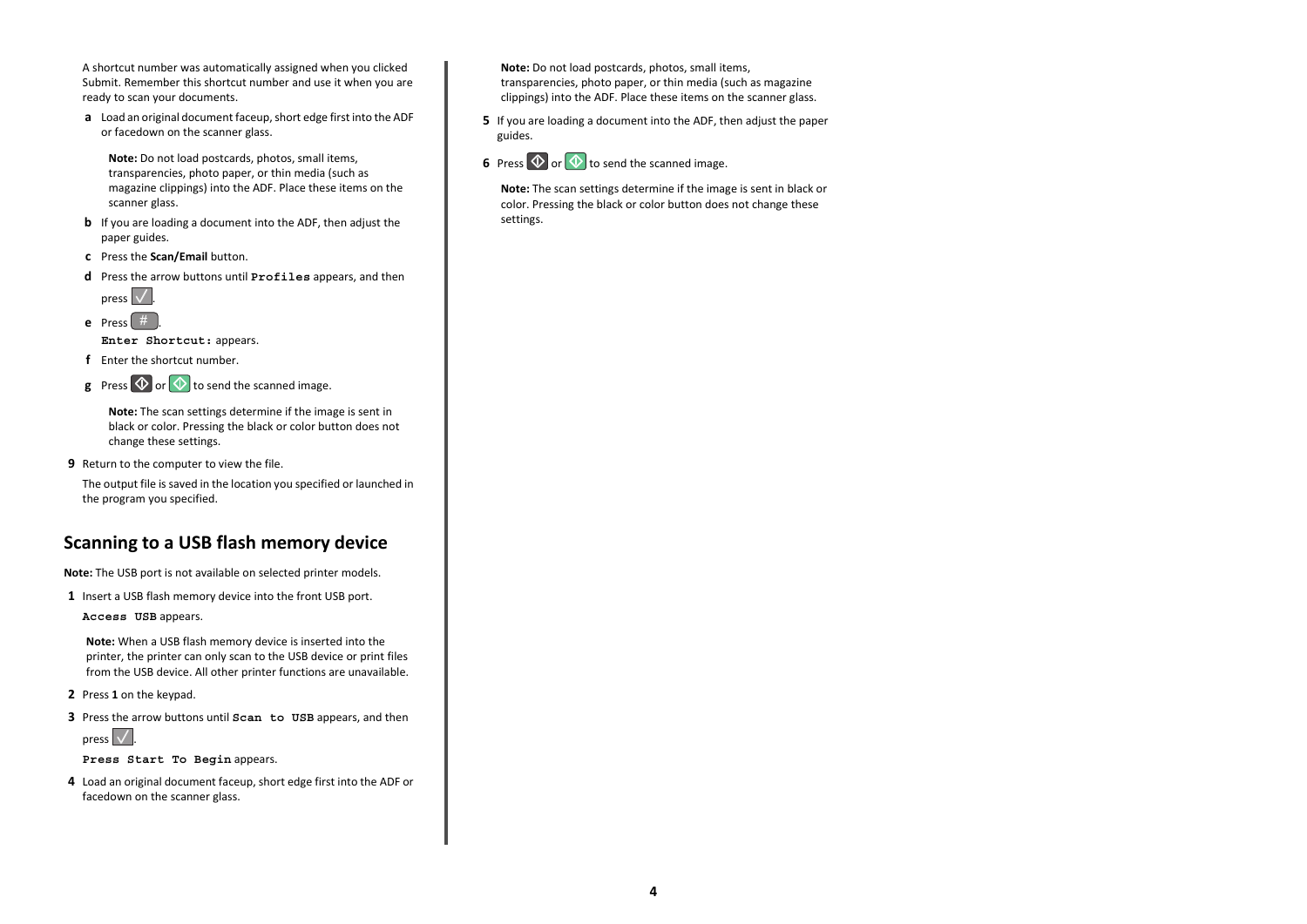A shortcut number was automatically assigned when you clicked Submit. Remember this shortcut number and use it when you are ready to scan your documents.

**a** Load an original document faceup, short edge first into the ADF or facedown on the scanner glass.

> **Note:** Do not load postcards, photos, small items, transparencies, photo paper, or thin media (such as magazine clippings) into the ADF. Place these items on the scanner glass.

**b** If you are loading a document into the ADF, then adjust the paper guides.

**c** Press the **Scan/Email** button.

**d** Press the arrow buttons until `Profiles` appears, and then press ✓.

**e** Press #.

`Enter Shortcut:` appears.

**f** Enter the shortcut number.

**g** Press ◇ or ◇ to send the scanned image.

> **Note:** The scan settings determine if the image is sent in black or color. Pressing the black or color button does not change these settings.

**9** Return to the computer to view the file.

The output file is saved in the location you specified or launched in the program you specified.

## Scanning to a USB flash memory device

**Note:** The USB port is not available on selected printer models.

1. Insert a USB flash memory device into the front USB port.

   `Access USB` appears.

   > **Note:** When a USB flash memory device is inserted into the printer, the printer can only scan to the USB device or print files from the USB device. All other printer functions are unavailable.

2. Press **1** on the keypad.
3. Press the arrow buttons until `Scan to USB` appears, and then press ✓.

   `Press Start To Begin` appears.

4. Load an original document faceup, short edge first into the ADF or facedown on the scanner glass.

   > **Note:** Do not load postcards, photos, small items, transparencies, photo paper, or thin media (such as magazine clippings) into the ADF. Place these items on the scanner glass.

5. If you are loading a document into the ADF, then adjust the paper guides.
6. Press ◇ or ◇ to send the scanned image.

   > **Note:** The scan settings determine if the image is sent in black or color. Pressing the black or color button does not change these settings.